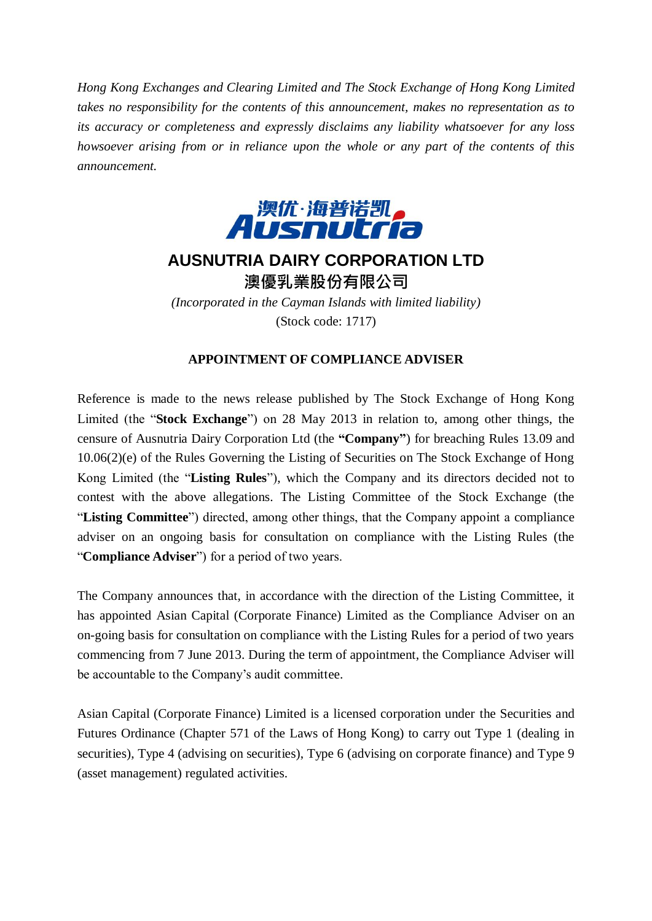*Hong Kong Exchanges and Clearing Limited and The Stock Exchange of Hong Kong Limited takes no responsibility for the contents of this announcement, makes no representation as to its accuracy or completeness and expressly disclaims any liability whatsoever for any loss howsoever arising from or in reliance upon the whole or any part of the contents of this announcement.*

澳优·海普诺凯
Ausnutria

# AUSNUTRIA DAIRY CORPORATION LTD
# 澳優乳業股份有限公司

*(Incorporated in the Cayman Islands with limited liability)*
(Stock code: 1717)

## APPOINTMENT OF COMPLIANCE ADVISER

Reference is made to the news release published by The Stock Exchange of Hong Kong Limited (the "**Stock Exchange**") on 28 May 2013 in relation to, among other things, the censure of Ausnutria Dairy Corporation Ltd (the **"Company"**) for breaching Rules 13.09 and 10.06(2)(e) of the Rules Governing the Listing of Securities on The Stock Exchange of Hong Kong Limited (the "**Listing Rules**"), which the Company and its directors decided not to contest with the above allegations. The Listing Committee of the Stock Exchange (the "**Listing Committee**") directed, among other things, that the Company appoint a compliance adviser on an ongoing basis for consultation on compliance with the Listing Rules (the "**Compliance Adviser**") for a period of two years.

The Company announces that, in accordance with the direction of the Listing Committee, it has appointed Asian Capital (Corporate Finance) Limited as the Compliance Adviser on an on-going basis for consultation on compliance with the Listing Rules for a period of two years commencing from 7 June 2013. During the term of appointment, the Compliance Adviser will be accountable to the Company's audit committee.

Asian Capital (Corporate Finance) Limited is a licensed corporation under the Securities and Futures Ordinance (Chapter 571 of the Laws of Hong Kong) to carry out Type 1 (dealing in securities), Type 4 (advising on securities), Type 6 (advising on corporate finance) and Type 9 (asset management) regulated activities.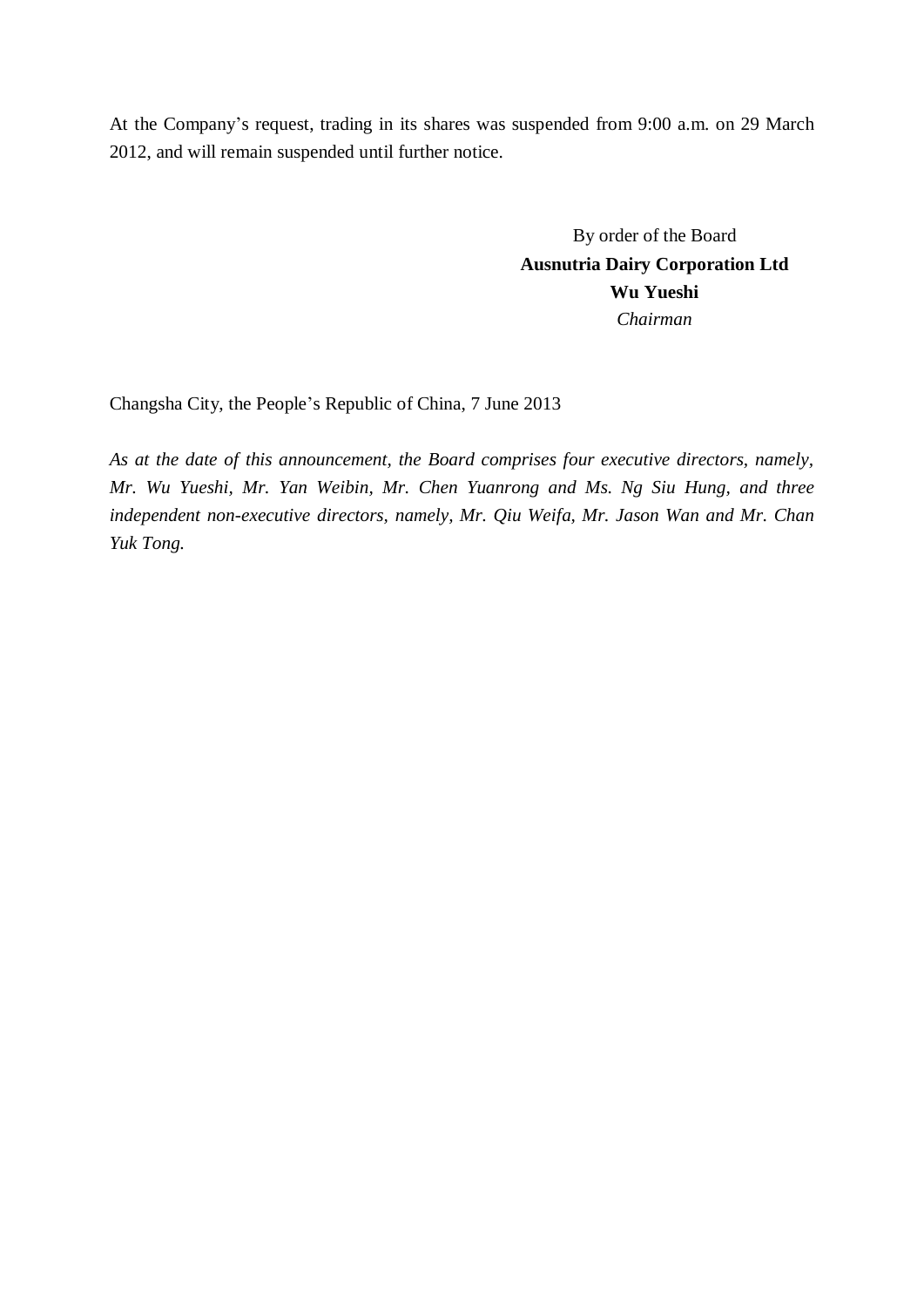At the Company's request, trading in its shares was suspended from 9:00 a.m. on 29 March 2012, and will remain suspended until further notice.

By order of the Board
**Ausnutria Dairy Corporation Ltd**
**Wu Yueshi**
*Chairman*

Changsha City, the People's Republic of China, 7 June 2013

*As at the date of this announcement, the Board comprises four executive directors, namely, Mr. Wu Yueshi, Mr. Yan Weibin, Mr. Chen Yuanrong and Ms. Ng Siu Hung, and three independent non-executive directors, namely, Mr. Qiu Weifa, Mr. Jason Wan and Mr. Chan Yuk Tong.*